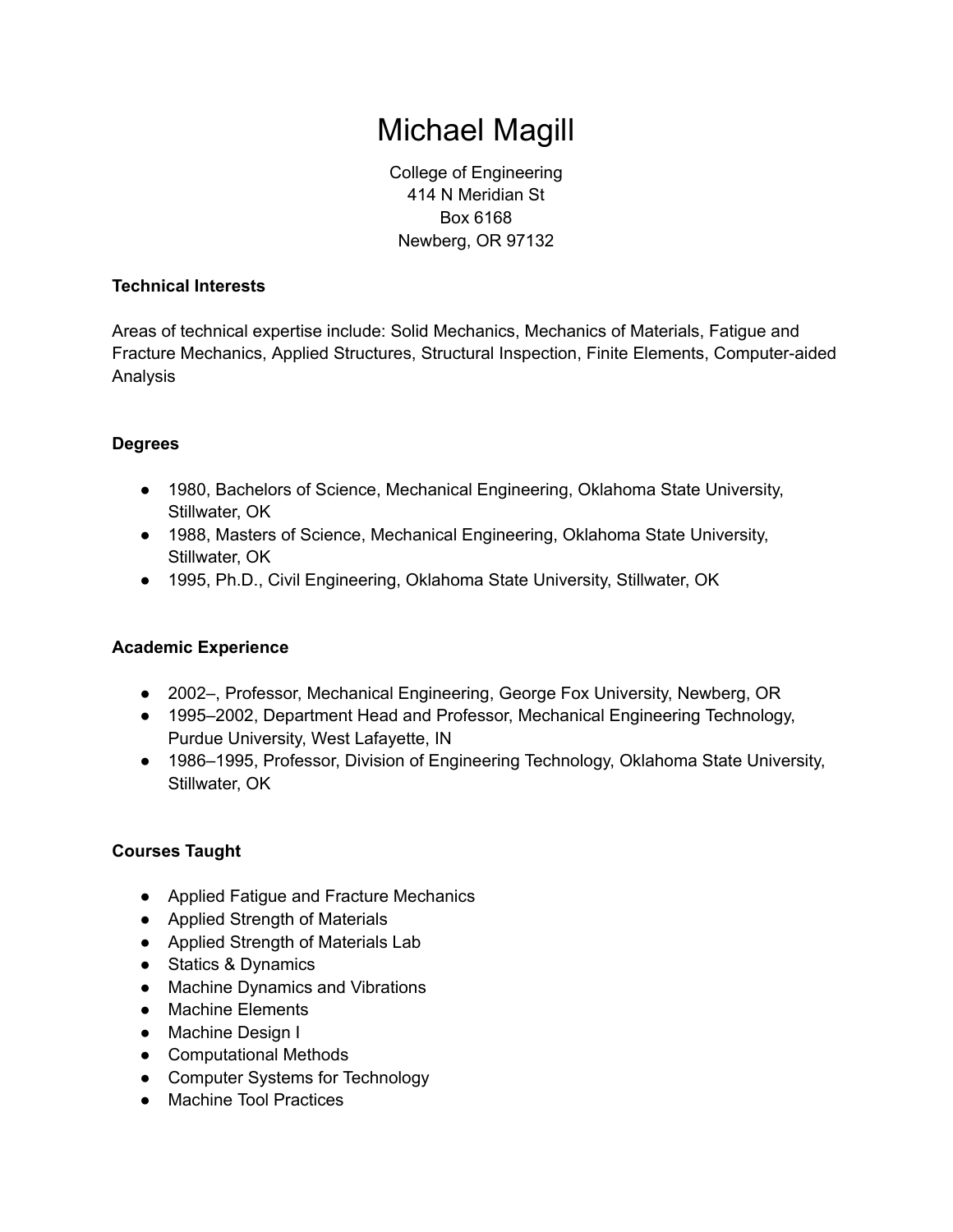# Michael Magill

College of Engineering
414 N Meridian St
Box 6168
Newberg, OR 97132

### Technical Interests

Areas of technical expertise include: Solid Mechanics, Mechanics of Materials, Fatigue and Fracture Mechanics, Applied Structures, Structural Inspection, Finite Elements, Computer-aided Analysis

### Degrees

- 1980, Bachelors of Science, Mechanical Engineering, Oklahoma State University, Stillwater, OK
- 1988, Masters of Science, Mechanical Engineering, Oklahoma State University, Stillwater, OK
- 1995, Ph.D., Civil Engineering, Oklahoma State University, Stillwater, OK

### Academic Experience

- 2002–, Professor, Mechanical Engineering, George Fox University, Newberg, OR
- 1995–2002, Department Head and Professor, Mechanical Engineering Technology, Purdue University, West Lafayette, IN
- 1986–1995, Professor, Division of Engineering Technology, Oklahoma State University, Stillwater, OK

### Courses Taught

- Applied Fatigue and Fracture Mechanics
- Applied Strength of Materials
- Applied Strength of Materials Lab
- Statics & Dynamics
- Machine Dynamics and Vibrations
- Machine Elements
- Machine Design I
- Computational Methods
- Computer Systems for Technology
- Machine Tool Practices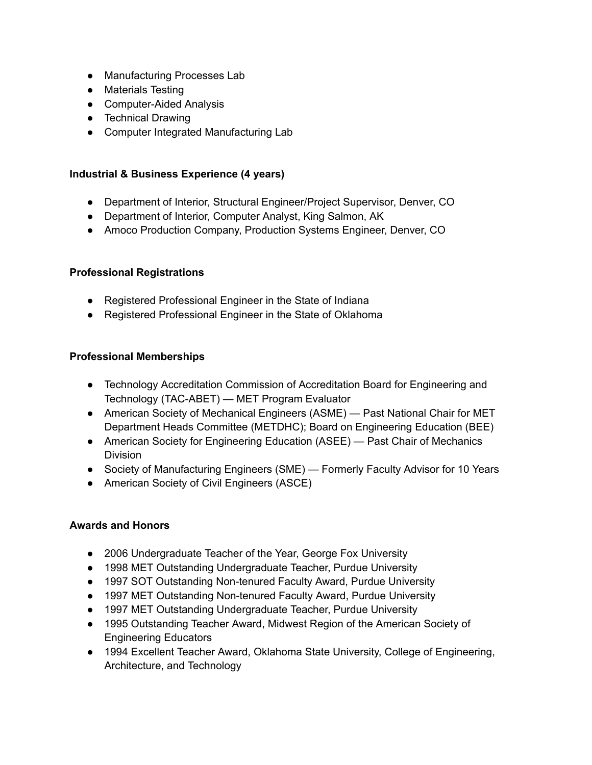- Manufacturing Processes Lab
- Materials Testing
- Computer-Aided Analysis
- Technical Drawing
- Computer Integrated Manufacturing Lab

**Industrial & Business Experience (4 years)**

- Department of Interior, Structural Engineer/Project Supervisor, Denver, CO
- Department of Interior, Computer Analyst, King Salmon, AK
- Amoco Production Company, Production Systems Engineer, Denver, CO

**Professional Registrations**

- Registered Professional Engineer in the State of Indiana
- Registered Professional Engineer in the State of Oklahoma

**Professional Memberships**

- Technology Accreditation Commission of Accreditation Board for Engineering and Technology (TAC-ABET) — MET Program Evaluator
- American Society of Mechanical Engineers (ASME) — Past National Chair for MET Department Heads Committee (METDHC); Board on Engineering Education (BEE)
- American Society for Engineering Education (ASEE) — Past Chair of Mechanics Division
- Society of Manufacturing Engineers (SME) — Formerly Faculty Advisor for 10 Years
- American Society of Civil Engineers (ASCE)

**Awards and Honors**

- 2006 Undergraduate Teacher of the Year, George Fox University
- 1998 MET Outstanding Undergraduate Teacher, Purdue University
- 1997 SOT Outstanding Non-tenured Faculty Award, Purdue University
- 1997 MET Outstanding Non-tenured Faculty Award, Purdue University
- 1997 MET Outstanding Undergraduate Teacher, Purdue University
- 1995 Outstanding Teacher Award, Midwest Region of the American Society of Engineering Educators
- 1994 Excellent Teacher Award, Oklahoma State University, College of Engineering, Architecture, and Technology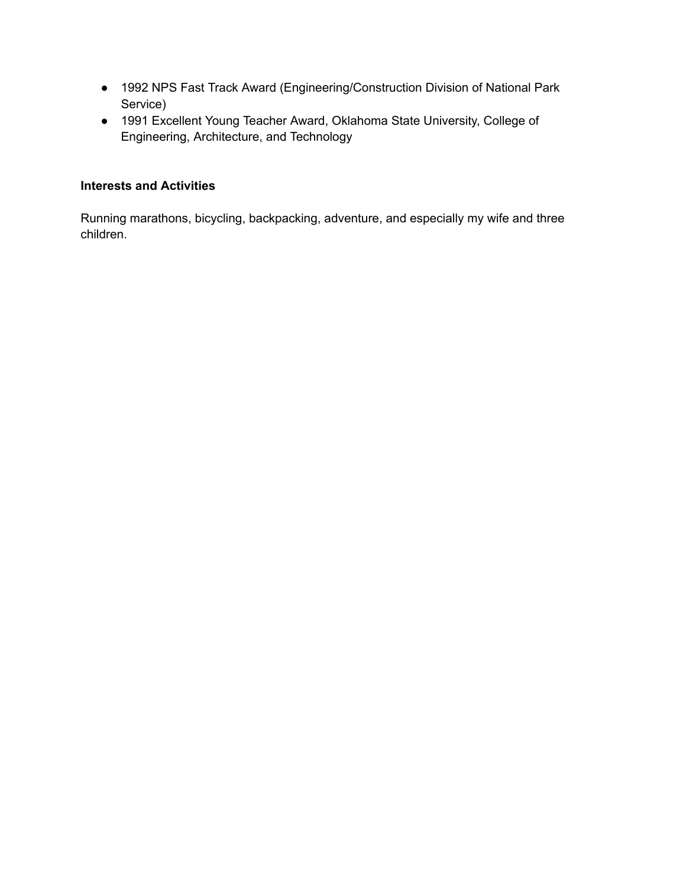- 1992 NPS Fast Track Award (Engineering/Construction Division of National Park Service)
- 1991 Excellent Young Teacher Award, Oklahoma State University, College of Engineering, Architecture, and Technology

**Interests and Activities**

Running marathons, bicycling, backpacking, adventure, and especially my wife and three children.